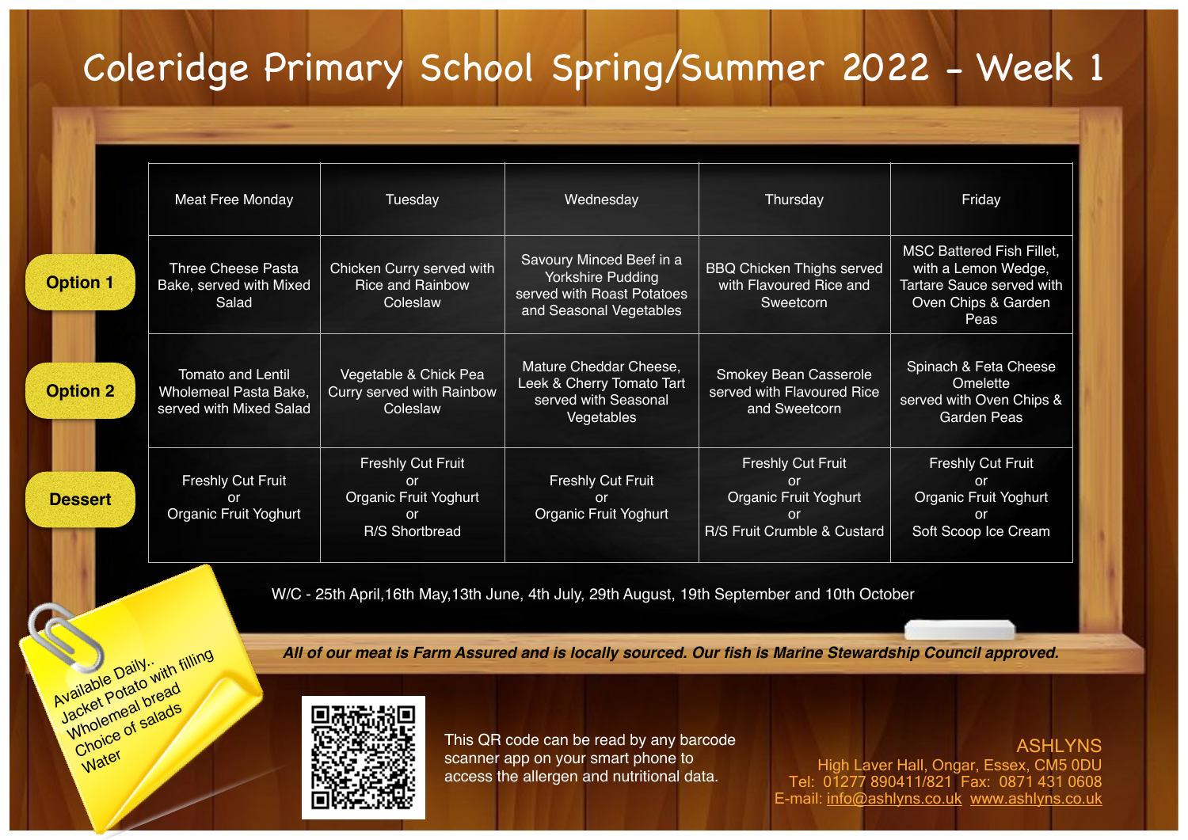# Coleridge Primary School Spring/Summer 2022 - Week 1

| | Meat Free Monday | Tuesday | Wednesday | Thursday | Friday |
|---|---|---|---|---|---|
| **Option 1** | Three Cheese Pasta Bake, served with Mixed Salad | Chicken Curry served with Rice and Rainbow Coleslaw | Savoury Minced Beef in a Yorkshire Pudding served with Roast Potatoes and Seasonal Vegetables | BBQ Chicken Thighs served with Flavoured Rice and Sweetcorn | MSC Battered Fish Fillet, with a Lemon Wedge, Tartare Sauce served with Oven Chips & Garden Peas |
| **Option 2** | Tomato and Lentil Wholemeal Pasta Bake, served with Mixed Salad | Vegetable & Chick Pea Curry served with Rainbow Coleslaw | Mature Cheddar Cheese, Leek & Cherry Tomato Tart served with Seasonal Vegetables | Smokey Bean Casserole served with Flavoured Rice and Sweetcorn | Spinach & Feta Cheese Omelette served with Oven Chips & Garden Peas |
| **Dessert** | Freshly Cut Fruit or Organic Fruit Yoghurt | Freshly Cut Fruit or Organic Fruit Yoghurt or R/S Shortbread | Freshly Cut Fruit or Organic Fruit Yoghurt | Freshly Cut Fruit or Organic Fruit Yoghurt or R/S Fruit Crumble & Custard | Freshly Cut Fruit or Organic Fruit Yoghurt or Soft Scoop Ice Cream |

W/C - 25th April,16th May,13th June, 4th July, 29th August, 19th September and 10th October

***All of our meat is Farm Assured and is locally sourced. Our fish is Marine Stewardship Council approved.***

Available Daily..
- Jacket Potato with filling
- Wholemeal bread
- Choice of salads
- Water

This QR code can be read by any barcode scanner app on your smart phone to access the allergen and nutritional data.

ASHLYNS
High Laver Hall, Ongar, Essex, CM5 0DU
Tel: 01277 890411/821 Fax: 0871 431 0608
E-mail: info@ashlyns.co.uk www.ashlyns.co.uk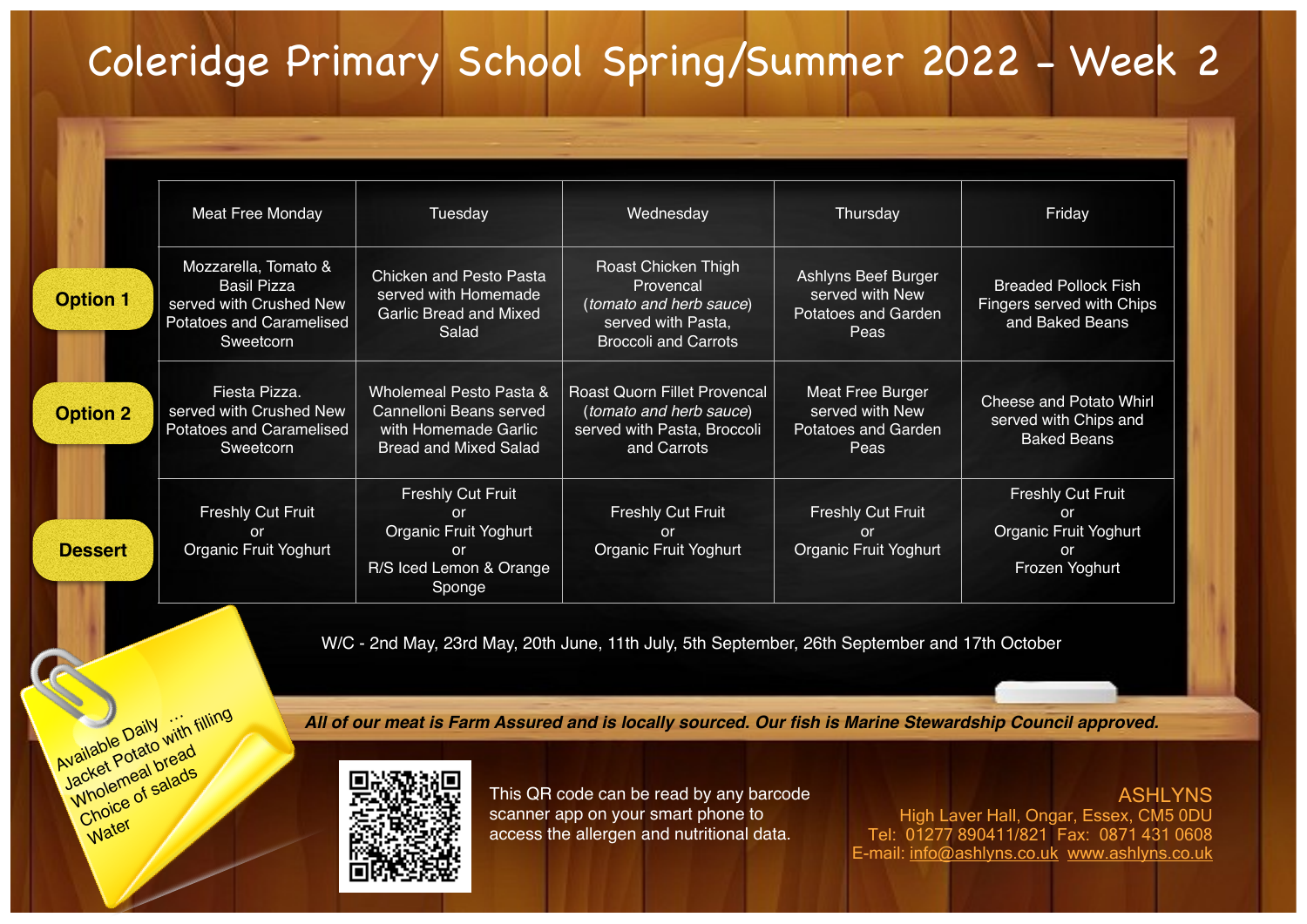# Coleridge Primary School Spring/Summer 2022 - Week 2

| | Meat Free Monday | Tuesday | Wednesday | Thursday | Friday |
|---|---|---|---|---|---|
| **Option 1** | Mozzarella, Tomato & Basil Pizza served with Crushed New Potatoes and Caramelised Sweetcorn | Chicken and Pesto Pasta served with Homemade Garlic Bread and Mixed Salad | Roast Chicken Thigh Provencal (*tomato and herb sauce*) served with Pasta, Broccoli and Carrots | Ashlyns Beef Burger served with New Potatoes and Garden Peas | Breaded Pollock Fish Fingers served with Chips and Baked Beans |
| **Option 2** | Fiesta Pizza. served with Crushed New Potatoes and Caramelised Sweetcorn | Wholemeal Pesto Pasta & Cannelloni Beans served with Homemade Garlic Bread and Mixed Salad | Roast Quorn Fillet Provencal (*tomato and herb sauce*) served with Pasta, Broccoli and Carrots | Meat Free Burger served with New Potatoes and Garden Peas | Cheese and Potato Whirl served with Chips and Baked Beans |
| **Dessert** | Freshly Cut Fruit or Organic Fruit Yoghurt | Freshly Cut Fruit or Organic Fruit Yoghurt or R/S Iced Lemon & Orange Sponge | Freshly Cut Fruit or Organic Fruit Yoghurt | Freshly Cut Fruit or Organic Fruit Yoghurt | Freshly Cut Fruit or Organic Fruit Yoghurt or Frozen Yoghurt |

W/C - 2nd May, 23rd May, 20th June, 11th July, 5th September, 26th September and 17th October

Available Daily ...
Jacket Potato with filling
Wholemeal bread
Choice of salads
Water

***All of our meat is Farm Assured and is locally sourced. Our fish is Marine Stewardship Council approved.***

This QR code can be read by any barcode scanner app on your smart phone to access the allergen and nutritional data.

ASHLYNS
High Laver Hall, Ongar, Essex, CM5 0DU
Tel: 01277 890411/821 Fax: 0871 431 0608
E-mail: info@ashlyns.co.uk www.ashlyns.co.uk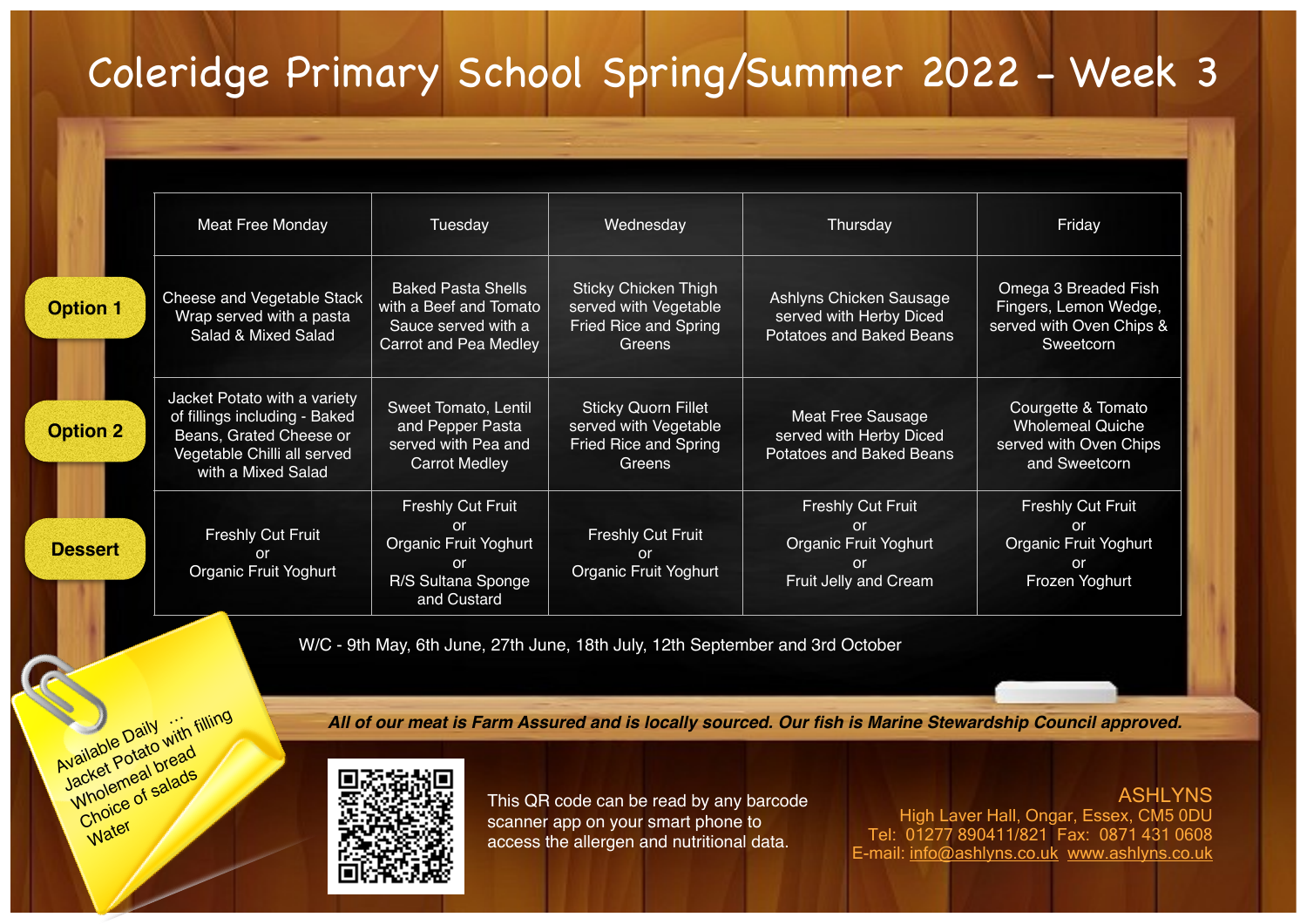# Coleridge Primary School Spring/Summer 2022 - Week 3

| | Meat Free Monday | Tuesday | Wednesday | Thursday | Friday |
|---|---|---|---|---|---|
| **Option 1** | Cheese and Vegetable Stack Wrap served with a pasta Salad & Mixed Salad | Baked Pasta Shells with a Beef and Tomato Sauce served with a Carrot and Pea Medley | Sticky Chicken Thigh served with Vegetable Fried Rice and Spring Greens | Ashlyns Chicken Sausage served with Herby Diced Potatoes and Baked Beans | Omega 3 Breaded Fish Fingers, Lemon Wedge, served with Oven Chips & Sweetcorn |
| **Option 2** | Jacket Potato with a variety of fillings including - Baked Beans, Grated Cheese or Vegetable Chilli all served with a Mixed Salad | Sweet Tomato, Lentil and Pepper Pasta served with Pea and Carrot Medley | Sticky Quorn Fillet served with Vegetable Fried Rice and Spring Greens | Meat Free Sausage served with Herby Diced Potatoes and Baked Beans | Courgette & Tomato Wholemeal Quiche served with Oven Chips and Sweetcorn |
| **Dessert** | Freshly Cut Fruit or Organic Fruit Yoghurt | Freshly Cut Fruit or Organic Fruit Yoghurt or R/S Sultana Sponge and Custard | Freshly Cut Fruit or Organic Fruit Yoghurt | Freshly Cut Fruit or Organic Fruit Yoghurt or Fruit Jelly and Cream | Freshly Cut Fruit or Organic Fruit Yoghurt or Frozen Yoghurt |

W/C - 9th May, 6th June, 27th June, 18th July, 12th September and 3rd October

Available Daily …
Jacket Potato with filling
Wholemeal bread
Choice of salads
Water

***All of our meat is Farm Assured and is locally sourced. Our fish is Marine Stewardship Council approved.***

This QR code can be read by any barcode scanner app on your smart phone to access the allergen and nutritional data.

ASHLYNS
High Laver Hall, Ongar, Essex, CM5 0DU
Tel: 01277 890411/821 Fax: 0871 431 0608
E-mail: info@ashlyns.co.uk www.ashlyns.co.uk